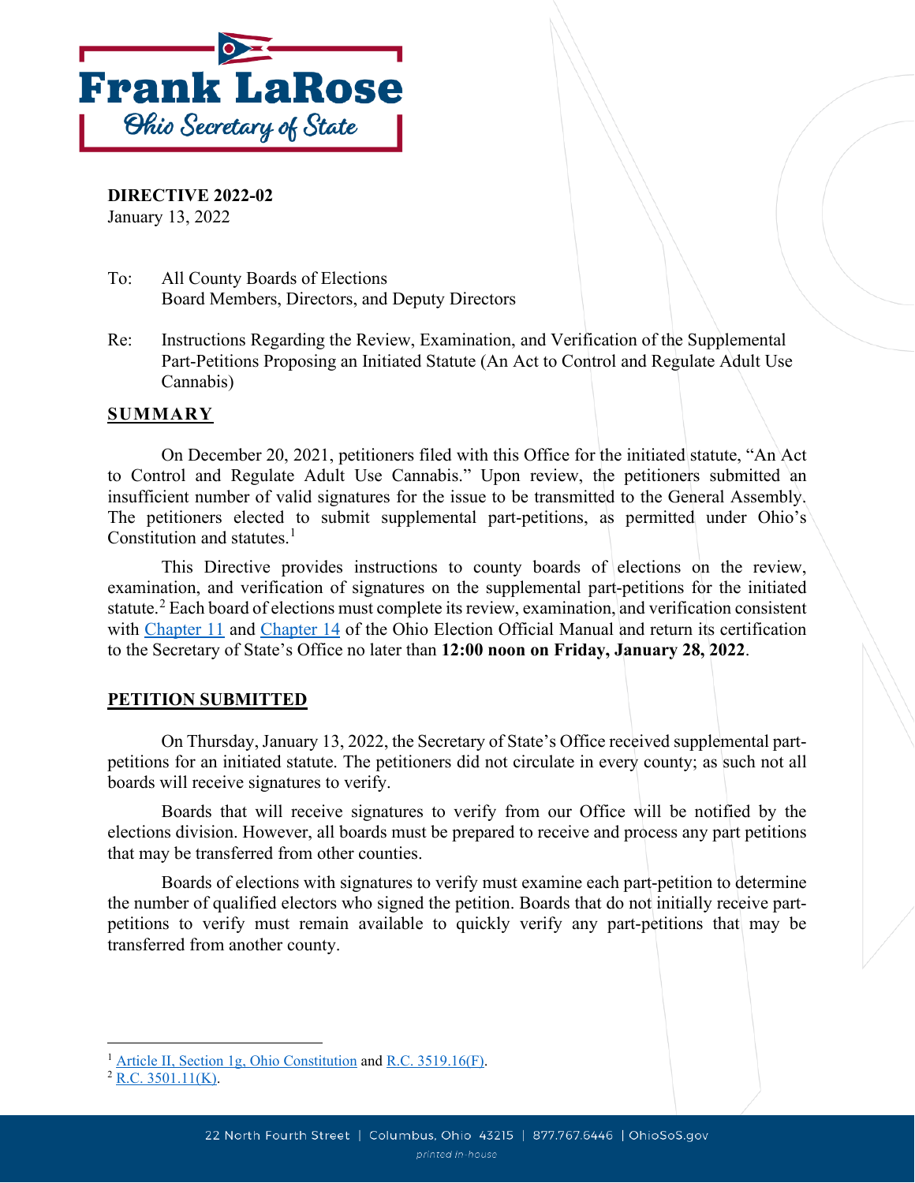Frank LaRose
Ohio Secretary of State

**DIRECTIVE 2022-02**
January 13, 2022

To: All County Boards of Elections
Board Members, Directors, and Deputy Directors

Re: Instructions Regarding the Review, Examination, and Verification of the Supplemental Part-Petitions Proposing an Initiated Statute (An Act to Control and Regulate Adult Use Cannabis)

## SUMMARY

On December 20, 2021, petitioners filed with this Office for the initiated statute, "An Act to Control and Regulate Adult Use Cannabis." Upon review, the petitioners submitted an insufficient number of valid signatures for the issue to be transmitted to the General Assembly. The petitioners elected to submit supplemental part-petitions, as permitted under Ohio's Constitution and statutes.[1]

This Directive provides instructions to county boards of elections on the review, examination, and verification of signatures on the supplemental part-petitions for the initiated statute.[2] Each board of elections must complete its review, examination, and verification consistent with Chapter 11 and Chapter 14 of the Ohio Election Official Manual and return its certification to the Secretary of State's Office no later than **12:00 noon on Friday, January 28, 2022**.

## PETITION SUBMITTED

On Thursday, January 13, 2022, the Secretary of State's Office received supplemental part-petitions for an initiated statute. The petitioners did not circulate in every county; as such not all boards will receive signatures to verify.

Boards that will receive signatures to verify from our Office will be notified by the elections division. However, all boards must be prepared to receive and process any part petitions that may be transferred from other counties.

Boards of elections with signatures to verify must examine each part-petition to determine the number of qualified electors who signed the petition. Boards that do not initially receive part-petitions to verify must remain available to quickly verify any part-petitions that may be transferred from another county.

[1] Article II, Section 1g, Ohio Constitution and R.C. 3519.16(F).
[2] R.C. 3501.11(K).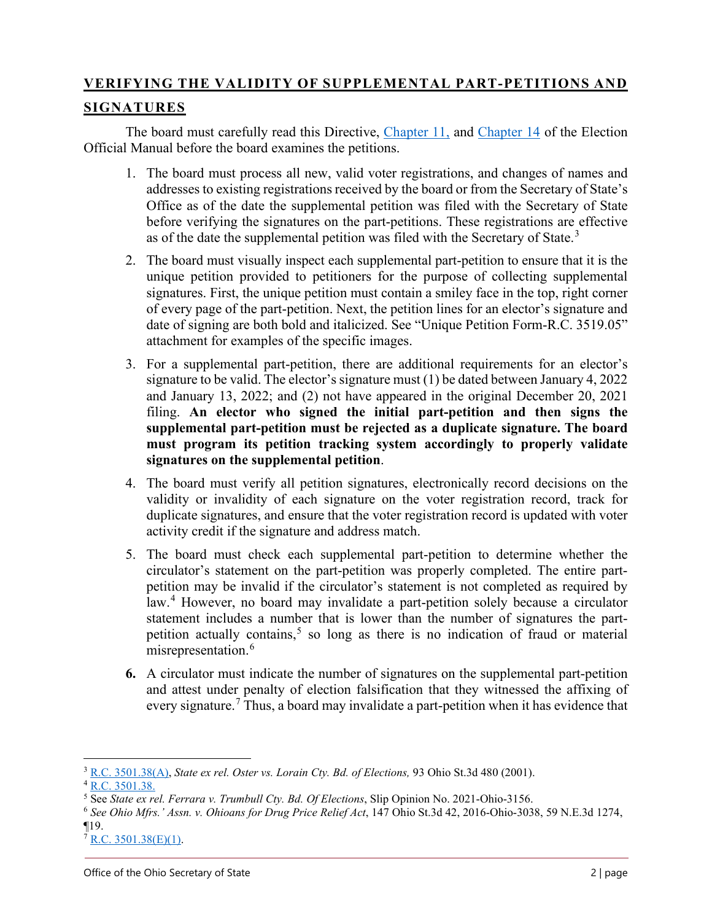## VERIFYING THE VALIDITY OF SUPPLEMENTAL PART-PETITIONS AND SIGNATURES

The board must carefully read this Directive, [Chapter 11,]() and [Chapter 14]() of the Election Official Manual before the board examines the petitions.

1. The board must process all new, valid voter registrations, and changes of names and addresses to existing registrations received by the board or from the Secretary of State's Office as of the date the supplemental petition was filed with the Secretary of State before verifying the signatures on the part-petitions. These registrations are effective as of the date the supplemental petition was filed with the Secretary of State.[3]
2. The board must visually inspect each supplemental part-petition to ensure that it is the unique petition provided to petitioners for the purpose of collecting supplemental signatures. First, the unique petition must contain a smiley face in the top, right corner of every page of the part-petition. Next, the petition lines for an elector's signature and date of signing are both bold and italicized. See "Unique Petition Form-R.C. 3519.05" attachment for examples of the specific images.
3. For a supplemental part-petition, there are additional requirements for an elector's signature to be valid. The elector's signature must (1) be dated between January 4, 2022 and January 13, 2022; and (2) not have appeared in the original December 20, 2021 filing. **An elector who signed the initial part-petition and then signs the supplemental part-petition must be rejected as a duplicate signature. The board must program its petition tracking system accordingly to properly validate signatures on the supplemental petition**.
4. The board must verify all petition signatures, electronically record decisions on the validity or invalidity of each signature on the voter registration record, track for duplicate signatures, and ensure that the voter registration record is updated with voter activity credit if the signature and address match.
5. The board must check each supplemental part-petition to determine whether the circulator's statement on the part-petition was properly completed. The entire part-petition may be invalid if the circulator's statement is not completed as required by law.[4] However, no board may invalidate a part-petition solely because a circulator statement includes a number that is lower than the number of signatures the part-petition actually contains,[5] so long as there is no indication of fraud or material misrepresentation.[6]
6. A circulator must indicate the number of signatures on the supplemental part-petition and attest under penalty of election falsification that they witnessed the affixing of every signature.[7] Thus, a board may invalidate a part-petition when it has evidence that

---

[3] [R.C. 3501.38(A)](), *State ex rel. Oster vs. Lorain Cty. Bd. of Elections,* 93 Ohio St.3d 480 (2001).

[4] [R.C. 3501.38.]()

[5] See *State ex rel. Ferrara v. Trumbull Cty. Bd. Of Elections*, Slip Opinion No. 2021-Ohio-3156.

[6] *See Ohio Mfrs.' Assn. v. Ohioans for Drug Price Relief Act*, 147 Ohio St.3d 42, 2016-Ohio-3038, 59 N.E.3d 1274, ¶19.

[7] [R.C. 3501.38(E)(1)]().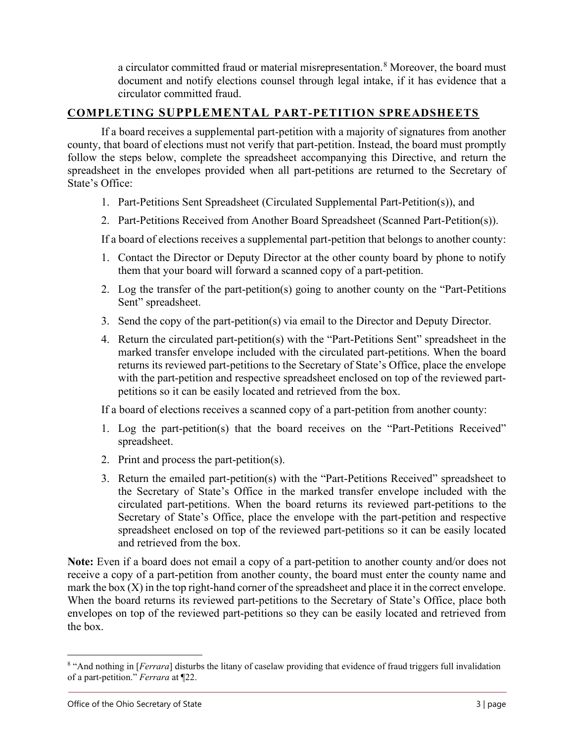a circulator committed fraud or material misrepresentation.[8] Moreover, the board must document and notify elections counsel through legal intake, if it has evidence that a circulator committed fraud.

## COMPLETING SUPPLEMENTAL PART-PETITION SPREADSHEETS

If a board receives a supplemental part-petition with a majority of signatures from another county, that board of elections must not verify that part-petition. Instead, the board must promptly follow the steps below, complete the spreadsheet accompanying this Directive, and return the spreadsheet in the envelopes provided when all part-petitions are returned to the Secretary of State's Office:

1. Part-Petitions Sent Spreadsheet (Circulated Supplemental Part-Petition(s)), and
2. Part-Petitions Received from Another Board Spreadsheet (Scanned Part-Petition(s)).

If a board of elections receives a supplemental part-petition that belongs to another county:

1. Contact the Director or Deputy Director at the other county board by phone to notify them that your board will forward a scanned copy of a part-petition.
2. Log the transfer of the part-petition(s) going to another county on the "Part-Petitions Sent" spreadsheet.
3. Send the copy of the part-petition(s) via email to the Director and Deputy Director.
4. Return the circulated part-petition(s) with the "Part-Petitions Sent" spreadsheet in the marked transfer envelope included with the circulated part-petitions. When the board returns its reviewed part-petitions to the Secretary of State's Office, place the envelope with the part-petition and respective spreadsheet enclosed on top of the reviewed part-petitions so it can be easily located and retrieved from the box.

If a board of elections receives a scanned copy of a part-petition from another county:

1. Log the part-petition(s) that the board receives on the "Part-Petitions Received" spreadsheet.
2. Print and process the part-petition(s).
3. Return the emailed part-petition(s) with the "Part-Petitions Received" spreadsheet to the Secretary of State's Office in the marked transfer envelope included with the circulated part-petitions. When the board returns its reviewed part-petitions to the Secretary of State's Office, place the envelope with the part-petition and respective spreadsheet enclosed on top of the reviewed part-petitions so it can be easily located and retrieved from the box.

**Note:** Even if a board does not email a copy of a part-petition to another county and/or does not receive a copy of a part-petition from another county, the board must enter the county name and mark the box (X) in the top right-hand corner of the spreadsheet and place it in the correct envelope. When the board returns its reviewed part-petitions to the Secretary of State's Office, place both envelopes on top of the reviewed part-petitions so they can be easily located and retrieved from the box.

---

[8] "And nothing in [*Ferrara*] disturbs the litany of caselaw providing that evidence of fraud triggers full invalidation of a part-petition." *Ferrara* at ¶22.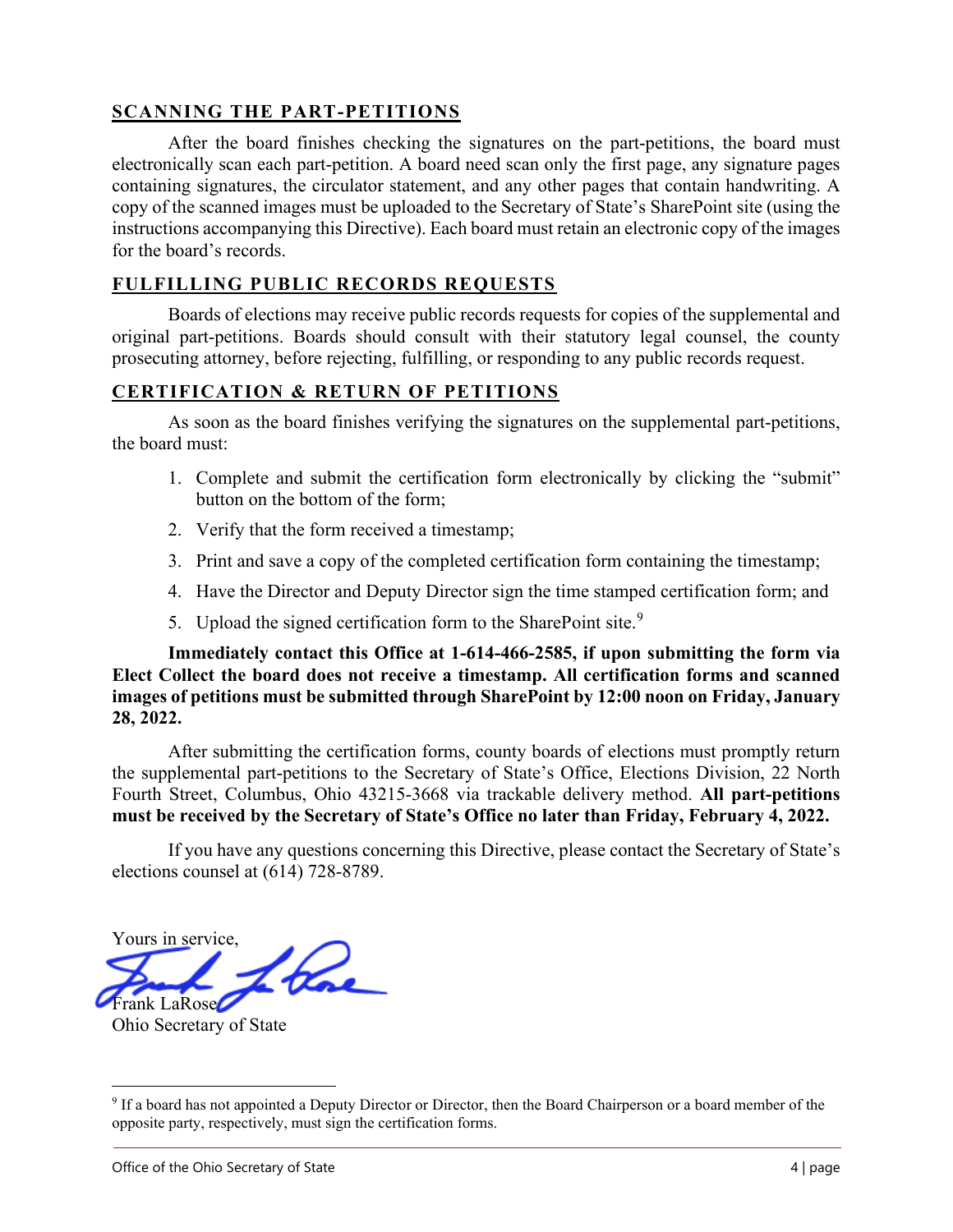## SCANNING THE PART-PETITIONS

After the board finishes checking the signatures on the part-petitions, the board must electronically scan each part-petition. A board need scan only the first page, any signature pages containing signatures, the circulator statement, and any other pages that contain handwriting. A copy of the scanned images must be uploaded to the Secretary of State's SharePoint site (using the instructions accompanying this Directive). Each board must retain an electronic copy of the images for the board's records.

## FULFILLING PUBLIC RECORDS REQUESTS

Boards of elections may receive public records requests for copies of the supplemental and original part-petitions. Boards should consult with their statutory legal counsel, the county prosecuting attorney, before rejecting, fulfilling, or responding to any public records request.

## CERTIFICATION & RETURN OF PETITIONS

As soon as the board finishes verifying the signatures on the supplemental part-petitions, the board must:

1. Complete and submit the certification form electronically by clicking the "submit" button on the bottom of the form;
2. Verify that the form received a timestamp;
3. Print and save a copy of the completed certification form containing the timestamp;
4. Have the Director and Deputy Director sign the time stamped certification form; and
5. Upload the signed certification form to the SharePoint site.[9]

**Immediately contact this Office at 1-614-466-2585, if upon submitting the form via Elect Collect the board does not receive a timestamp. All certification forms and scanned images of petitions must be submitted through SharePoint by 12:00 noon on Friday, January 28, 2022.**

After submitting the certification forms, county boards of elections must promptly return the supplemental part-petitions to the Secretary of State's Office, Elections Division, 22 North Fourth Street, Columbus, Ohio 43215-3668 via trackable delivery method. **All part-petitions must be received by the Secretary of State's Office no later than Friday, February 4, 2022.**

If you have any questions concerning this Directive, please contact the Secretary of State's elections counsel at (614) 728-8789.

Yours in service,

Frank LaRose
Ohio Secretary of State

[9] If a board has not appointed a Deputy Director or Director, then the Board Chairperson or a board member of the opposite party, respectively, must sign the certification forms.